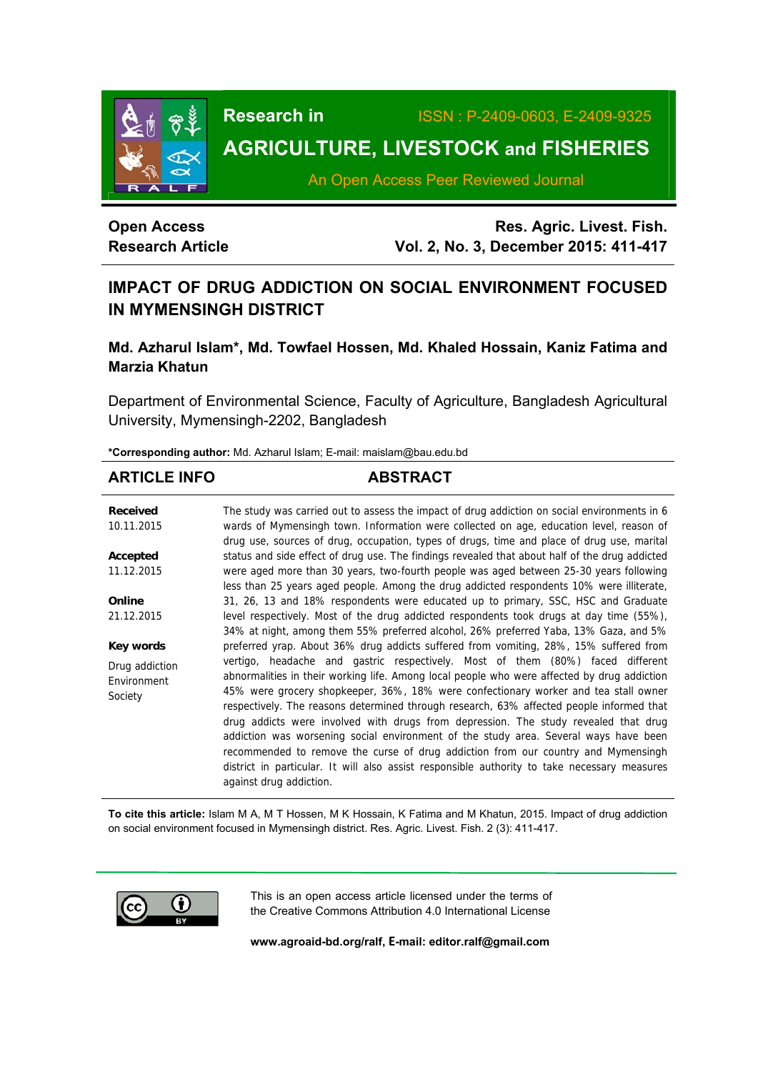Research in AGRICULTURE, LIVESTOCK and FISHERIES

ISSN : P-2409-0603, E-2409-9325

An Open Access Peer Reviewed Journal

**Open Access**
**Research Article**

**Res. Agric. Livest. Fish.**
**Vol. 2, No. 3, December 2015: 411-417**

# IMPACT OF DRUG ADDICTION ON SOCIAL ENVIRONMENT FOCUSED IN MYMENSINGH DISTRICT

**Md. Azharul Islam*, Md. Towfael Hossen, Md. Khaled Hossain, Kaniz Fatima and Marzia Khatun**

Department of Environmental Science, Faculty of Agriculture, Bangladesh Agricultural University, Mymensingh-2202, Bangladesh

**\*Corresponding author:** Md. Azharul Islam; E-mail: maislam@bau.edu.bd

## ARTICLE INFO

**Received**
10.11.2015

**Accepted**
11.12.2015

**Online**
21.12.2015

**Key words**
Drug addiction
Environment
Society

## ABSTRACT

The study was carried out to assess the impact of drug addiction on social environments in 6 wards of Mymensingh town. Information were collected on age, education level, reason of drug use, sources of drug, occupation, types of drugs, time and place of drug use, marital status and side effect of drug use. The findings revealed that about half of the drug addicted were aged more than 30 years, two-fourth people was aged between 25-30 years following less than 25 years aged people. Among the drug addicted respondents 10% were illiterate, 31, 26, 13 and 18% respondents were educated up to primary, SSC, HSC and Graduate level respectively. Most of the drug addicted respondents took drugs at day time (55%), 34% at night, among them 55% preferred alcohol, 26% preferred Yaba, 13% Gaza, and 5% preferred yrap. About 36% drug addicts suffered from vomiting, 28%, 15% suffered from vertigo, headache and gastric respectively. Most of them (80%) faced different abnormalities in their working life. Among local people who were affected by drug addiction 45% were grocery shopkeeper, 36%, 18% were confectionary worker and tea stall owner respectively. The reasons determined through research, 63% affected people informed that drug addicts were involved with drugs from depression. The study revealed that drug addiction was worsening social environment of the study area. Several ways have been recommended to remove the curse of drug addiction from our country and Mymensingh district in particular. It will also assist responsible authority to take necessary measures against drug addiction.

**To cite this article:** Islam M A, M T Hossen, M K Hossain, K Fatima and M Khatun, 2015. Impact of drug addiction on social environment focused in Mymensingh district. Res. Agric. Livest. Fish. 2 (3): 411-417.

This is an open access article licensed under the terms of the Creative Commons Attribution 4.0 International License

**www.agroaid-bd.org/ralf, E-mail: editor.ralf@gmail.com**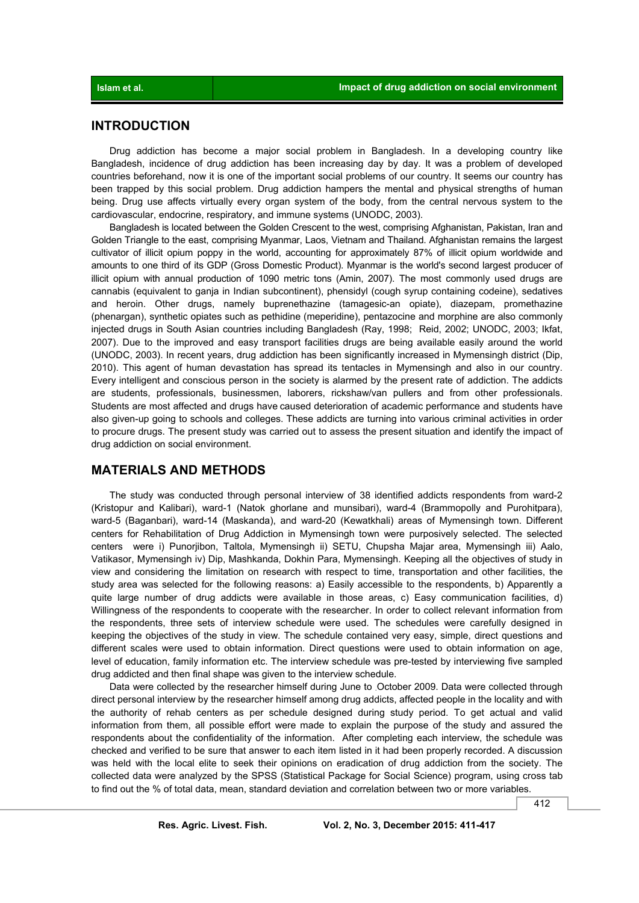## INTRODUCTION

Drug addiction has become a major social problem in Bangladesh. In a developing country like Bangladesh, incidence of drug addiction has been increasing day by day. It was a problem of developed countries beforehand, now it is one of the important social problems of our country. It seems our country has been trapped by this social problem. Drug addiction hampers the mental and physical strengths of human being. Drug use affects virtually every organ system of the body, from the central nervous system to the cardiovascular, endocrine, respiratory, and immune systems (UNODC, 2003).

Bangladesh is located between the Golden Crescent to the west, comprising Afghanistan, Pakistan, Iran and Golden Triangle to the east, comprising Myanmar, Laos, Vietnam and Thailand. Afghanistan remains the largest cultivator of illicit opium poppy in the world, accounting for approximately 87% of illicit opium worldwide and amounts to one third of its GDP (Gross Domestic Product). Myanmar is the world's second largest producer of illicit opium with annual production of 1090 metric tons (Amin, 2007). The most commonly used drugs are cannabis (equivalent to ganja in Indian subcontinent), phensidyl (cough syrup containing codeine), sedatives and heroin. Other drugs, namely buprenethazine (tamagesic-an opiate), diazepam, promethazine (phenargan), synthetic opiates such as pethidine (meperidine), pentazocine and morphine are also commonly injected drugs in South Asian countries including Bangladesh (Ray, 1998; Reid, 2002; UNODC, 2003; Ikfat, 2007). Due to the improved and easy transport facilities drugs are being available easily around the world (UNODC, 2003). In recent years, drug addiction has been significantly increased in Mymensingh district (Dip, 2010). This agent of human devastation has spread its tentacles in Mymensingh and also in our country. Every intelligent and conscious person in the society is alarmed by the present rate of addiction. The addicts are students, professionals, businessmen, laborers, rickshaw/van pullers and from other professionals. Students are most affected and drugs have caused deterioration of academic performance and students have also given-up going to schools and colleges. These addicts are turning into various criminal activities in order to procure drugs. The present study was carried out to assess the present situation and identify the impact of drug addiction on social environment.

## MATERIALS AND METHODS

The study was conducted through personal interview of 38 identified addicts respondents from ward-2 (Kristopur and Kalibari), ward-1 (Natok ghorlane and munsibari), ward-4 (Brammopolly and Purohitpara), ward-5 (Baganbari), ward-14 (Maskanda), and ward-20 (Kewatkhali) areas of Mymensingh town. Different centers for Rehabilitation of Drug Addiction in Mymensingh town were purposively selected. The selected centers were i) Punorjibon, Taltola, Mymensingh ii) SETU, Chupsha Majar area, Mymensingh iii) Aalo, Vatikasor, Mymensingh iv) Dip, Mashkanda, Dokhin Para, Mymensingh. Keeping all the objectives of study in view and considering the limitation on research with respect to time, transportation and other facilities, the study area was selected for the following reasons: a) Easily accessible to the respondents, b) Apparently a quite large number of drug addicts were available in those areas, c) Easy communication facilities, d) Willingness of the respondents to cooperate with the researcher. In order to collect relevant information from the respondents, three sets of interview schedule were used. The schedules were carefully designed in keeping the objectives of the study in view. The schedule contained very easy, simple, direct questions and different scales were used to obtain information. Direct questions were used to obtain information on age, level of education, family information etc. The interview schedule was pre-tested by interviewing five sampled drug addicted and then final shape was given to the interview schedule.

Data were collected by the researcher himself during June to October 2009. Data were collected through direct personal interview by the researcher himself among drug addicts, affected people in the locality and with the authority of rehab centers as per schedule designed during study period. To get actual and valid information from them, all possible effort were made to explain the purpose of the study and assured the respondents about the confidentiality of the information. After completing each interview, the schedule was checked and verified to be sure that answer to each item listed in it had been properly recorded. A discussion was held with the local elite to seek their opinions on eradication of drug addiction from the society. The collected data were analyzed by the SPSS (Statistical Package for Social Science) program, using cross tab to find out the % of total data, mean, standard deviation and correlation between two or more variables.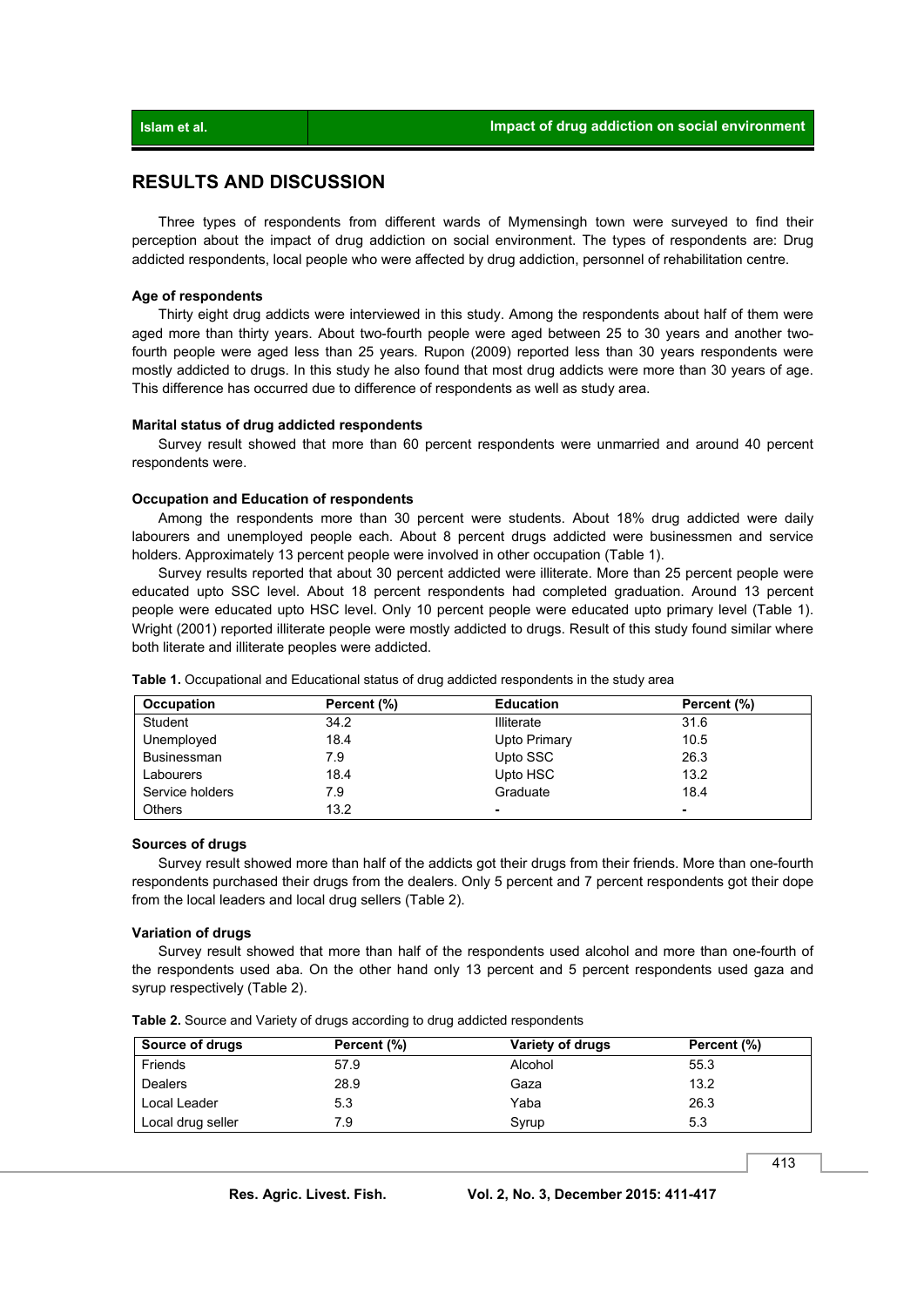## RESULTS AND DISCUSSION

Three types of respondents from different wards of Mymensingh town were surveyed to find their perception about the impact of drug addiction on social environment. The types of respondents are: Drug addicted respondents, local people who were affected by drug addiction, personnel of rehabilitation centre.

### Age of respondents

Thirty eight drug addicts were interviewed in this study. Among the respondents about half of them were aged more than thirty years. About two-fourth people were aged between 25 to 30 years and another two-fourth people were aged less than 25 years. Rupon (2009) reported less than 30 years respondents were mostly addicted to drugs. In this study he also found that most drug addicts were more than 30 years of age. This difference has occurred due to difference of respondents as well as study area.

### Marital status of drug addicted respondents

Survey result showed that more than 60 percent respondents were unmarried and around 40 percent respondents were.

### Occupation and Education of respondents

Among the respondents more than 30 percent were students. About 18% drug addicted were daily labourers and unemployed people each. About 8 percent drugs addicted were businessmen and service holders. Approximately 13 percent people were involved in other occupation (Table 1).

Survey results reported that about 30 percent addicted were illiterate. More than 25 percent people were educated upto SSC level. About 18 percent respondents had completed graduation. Around 13 percent people were educated upto HSC level. Only 10 percent people were educated upto primary level (Table 1). Wright (2001) reported illiterate people were mostly addicted to drugs. Result of this study found similar where both literate and illiterate peoples were addicted.

**Table 1.** Occupational and Educational status of drug addicted respondents in the study area

| Occupation | Percent (%) | Education | Percent (%) |
|---|---|---|---|
| Student | 34.2 | Illiterate | 31.6 |
| Unemployed | 18.4 | Upto Primary | 10.5 |
| Businessman | 7.9 | Upto SSC | 26.3 |
| Labourers | 18.4 | Upto HSC | 13.2 |
| Service holders | 7.9 | Graduate | 18.4 |
| Others | 13.2 | - | - |

### Sources of drugs

Survey result showed more than half of the addicts got their drugs from their friends. More than one-fourth respondents purchased their drugs from the dealers. Only 5 percent and 7 percent respondents got their dope from the local leaders and local drug sellers (Table 2).

### Variation of drugs

Survey result showed that more than half of the respondents used alcohol and more than one-fourth of the respondents used aba. On the other hand only 13 percent and 5 percent respondents used gaza and syrup respectively (Table 2).

**Table 2.** Source and Variety of drugs according to drug addicted respondents

| Source of drugs | Percent (%) | Variety of drugs | Percent (%) |
|---|---|---|---|
| Friends | 57.9 | Alcohol | 55.3 |
| Dealers | 28.9 | Gaza | 13.2 |
| Local Leader | 5.3 | Yaba | 26.3 |
| Local drug seller | 7.9 | Syrup | 5.3 |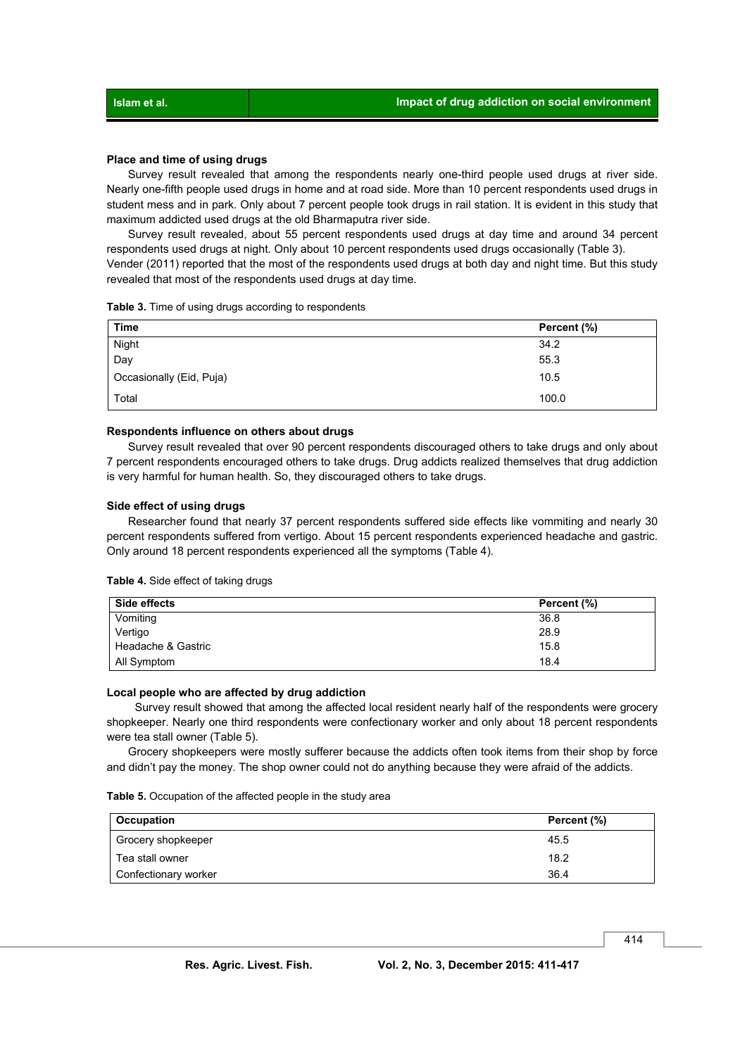### Place and time of using drugs

Survey result revealed that among the respondents nearly one-third people used drugs at river side. Nearly one-fifth people used drugs in home and at road side. More than 10 percent respondents used drugs in student mess and in park. Only about 7 percent people took drugs in rail station. It is evident in this study that maximum addicted used drugs at the old Bharmaputra river side.

Survey result revealed, about 55 percent respondents used drugs at day time and around 34 percent respondents used drugs at night. Only about 10 percent respondents used drugs occasionally (Table 3). Vender (2011) reported that the most of the respondents used drugs at both day and night time. But this study revealed that most of the respondents used drugs at day time.

**Table 3.** Time of using drugs according to respondents

| Time | Percent (%) |
|---|---|
| Night | 34.2 |
| Day | 55.3 |
| Occasionally (Eid, Puja) | 10.5 |
| Total | 100.0 |

### Respondents influence on others about drugs

Survey result revealed that over 90 percent respondents discouraged others to take drugs and only about 7 percent respondents encouraged others to take drugs. Drug addicts realized themselves that drug addiction is very harmful for human health. So, they discouraged others to take drugs.

### Side effect of using drugs

Researcher found that nearly 37 percent respondents suffered side effects like vommiting and nearly 30 percent respondents suffered from vertigo. About 15 percent respondents experienced headache and gastric. Only around 18 percent respondents experienced all the symptoms (Table 4).

**Table 4.** Side effect of taking drugs

| Side effects | Percent (%) |
|---|---|
| Vomiting | 36.8 |
| Vertigo | 28.9 |
| Headache & Gastric | 15.8 |
| All Symptom | 18.4 |

### Local people who are affected by drug addiction

Survey result showed that among the affected local resident nearly half of the respondents were grocery shopkeeper. Nearly one third respondents were confectionary worker and only about 18 percent respondents were tea stall owner (Table 5).

Grocery shopkeepers were mostly sufferer because the addicts often took items from their shop by force and didn't pay the money. The shop owner could not do anything because they were afraid of the addicts.

**Table 5.** Occupation of the affected people in the study area

| Occupation | Percent (%) |
|---|---|
| Grocery shopkeeper | 45.5 |
| Tea stall owner | 18.2 |
| Confectionary worker | 36.4 |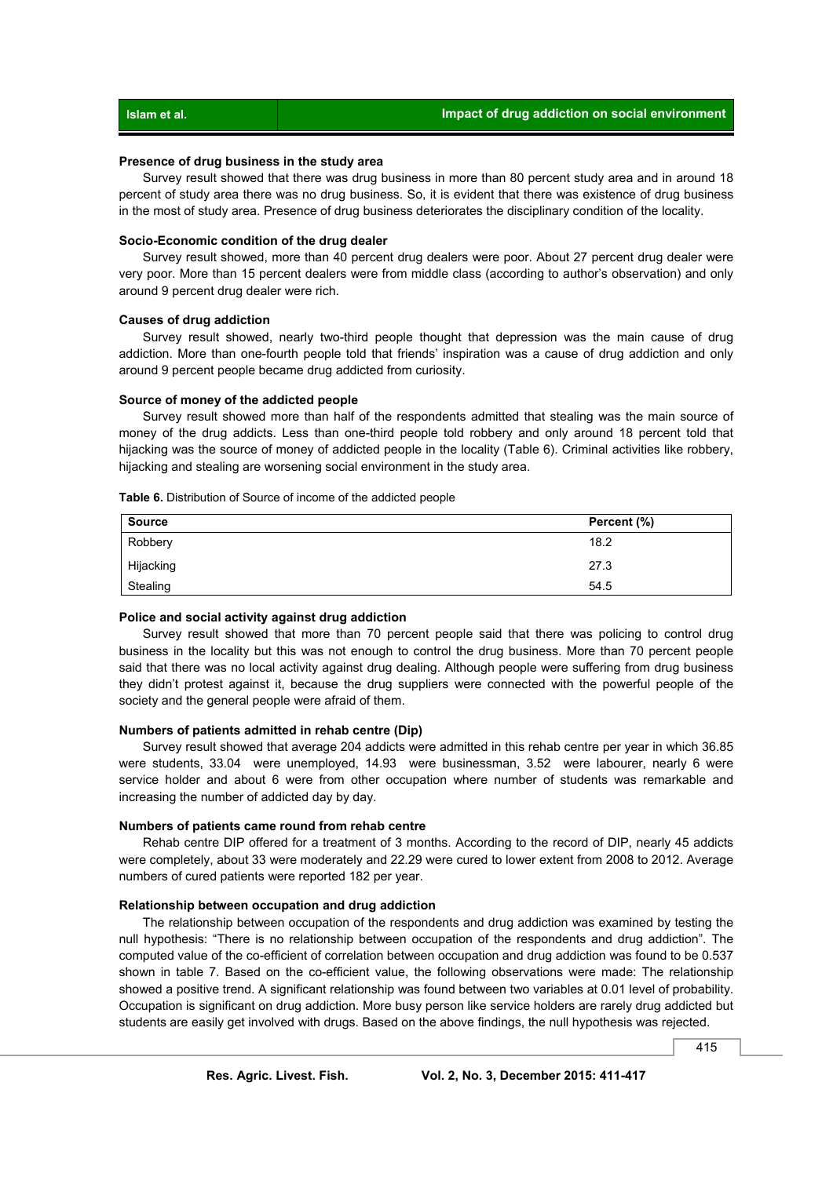**Presence of drug business in the study area**

Survey result showed that there was drug business in more than 80 percent study area and in around 18 percent of study area there was no drug business. So, it is evident that there was existence of drug business in the most of study area. Presence of drug business deteriorates the disciplinary condition of the locality.

**Socio-Economic condition of the drug dealer**

Survey result showed, more than 40 percent drug dealers were poor. About 27 percent drug dealer were very poor. More than 15 percent dealers were from middle class (according to author's observation) and only around 9 percent drug dealer were rich.

**Causes of drug addiction**

Survey result showed, nearly two-third people thought that depression was the main cause of drug addiction. More than one-fourth people told that friends' inspiration was a cause of drug addiction and only around 9 percent people became drug addicted from curiosity.

**Source of money of the addicted people**

Survey result showed more than half of the respondents admitted that stealing was the main source of money of the drug addicts. Less than one-third people told robbery and only around 18 percent told that hijacking was the source of money of addicted people in the locality (Table 6). Criminal activities like robbery, hijacking and stealing are worsening social environment in the study area.

**Table 6.** Distribution of Source of income of the addicted people

| Source | Percent (%) |
|---|---|
| Robbery | 18.2 |
| Hijacking | 27.3 |
| Stealing | 54.5 |

**Police and social activity against drug addiction**

Survey result showed that more than 70 percent people said that there was policing to control drug business in the locality but this was not enough to control the drug business. More than 70 percent people said that there was no local activity against drug dealing. Although people were suffering from drug business they didn't protest against it, because the drug suppliers were connected with the powerful people of the society and the general people were afraid of them.

**Numbers of patients admitted in rehab centre (Dip)**

Survey result showed that average 204 addicts were admitted in this rehab centre per year in which 36.85 were students, 33.04 were unemployed, 14.93 were businessman, 3.52 were labourer, nearly 6 were service holder and about 6 were from other occupation where number of students was remarkable and increasing the number of addicted day by day.

**Numbers of patients came round from rehab centre**

Rehab centre DIP offered for a treatment of 3 months. According to the record of DIP, nearly 45 addicts were completely, about 33 were moderately and 22.29 were cured to lower extent from 2008 to 2012. Average numbers of cured patients were reported 182 per year.

**Relationship between occupation and drug addiction**

The relationship between occupation of the respondents and drug addiction was examined by testing the null hypothesis: "There is no relationship between occupation of the respondents and drug addiction". The computed value of the co-efficient of correlation between occupation and drug addiction was found to be 0.537 shown in table 7. Based on the co-efficient value, the following observations were made: The relationship showed a positive trend. A significant relationship was found between two variables at 0.01 level of probability. Occupation is significant on drug addiction. More busy person like service holders are rarely drug addicted but students are easily get involved with drugs. Based on the above findings, the null hypothesis was rejected.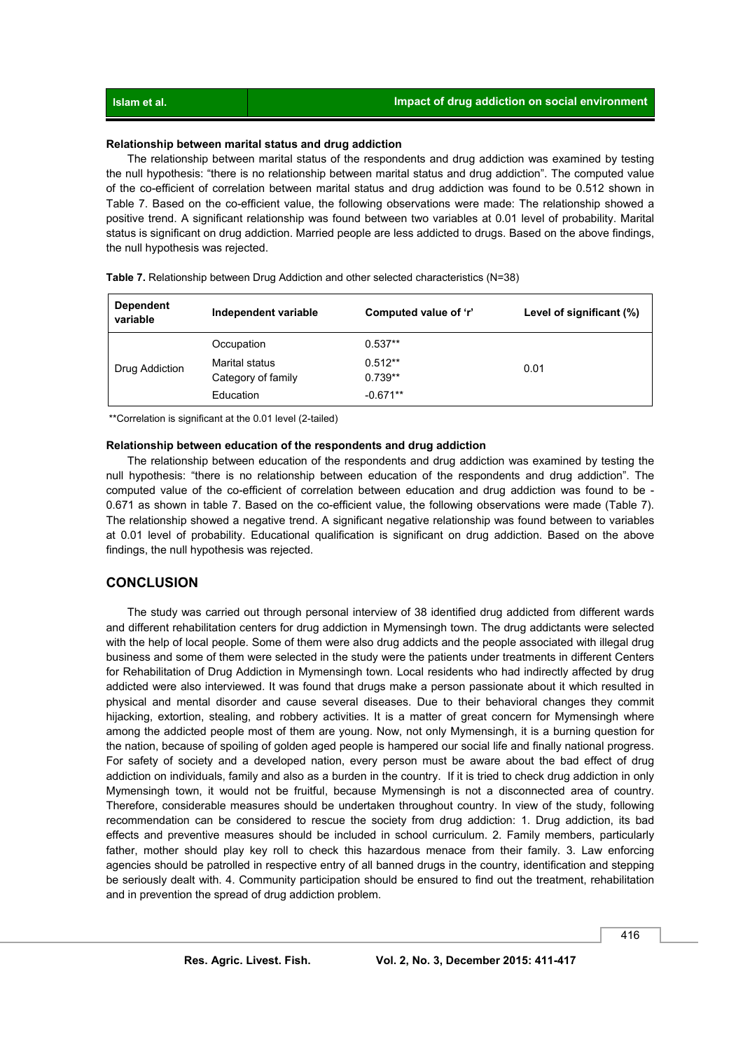### Relationship between marital status and drug addiction

The relationship between marital status of the respondents and drug addiction was examined by testing the null hypothesis: "there is no relationship between marital status and drug addiction". The computed value of the co-efficient of correlation between marital status and drug addiction was found to be 0.512 shown in Table 7. Based on the co-efficient value, the following observations were made: The relationship showed a positive trend. A significant relationship was found between two variables at 0.01 level of probability. Marital status is significant on drug addiction. Married people are less addicted to drugs. Based on the above findings, the null hypothesis was rejected.

**Table 7.** Relationship between Drug Addiction and other selected characteristics (N=38)

| Dependent variable | Independent variable | Computed value of 'r' | Level of significant (%) |
|---|---|---|---|
| Drug Addiction | Occupation | 0.537** | 0.01 |
| | Marital status | 0.512** | |
| | Category of family | 0.739** | |
| | Education | -0.671** | |

**Correlation is significant at the 0.01 level (2-tailed)

### Relationship between education of the respondents and drug addiction

The relationship between education of the respondents and drug addiction was examined by testing the null hypothesis: "there is no relationship between education of the respondents and drug addiction". The computed value of the co-efficient of correlation between education and drug addiction was found to be -0.671 as shown in table 7. Based on the co-efficient value, the following observations were made (Table 7). The relationship showed a negative trend. A significant negative relationship was found between to variables at 0.01 level of probability. Educational qualification is significant on drug addiction. Based on the above findings, the null hypothesis was rejected.

## CONCLUSION

The study was carried out through personal interview of 38 identified drug addicted from different wards and different rehabilitation centers for drug addiction in Mymensingh town. The drug addictants were selected with the help of local people. Some of them were also drug addicts and the people associated with illegal drug business and some of them were selected in the study were the patients under treatments in different Centers for Rehabilitation of Drug Addiction in Mymensingh town. Local residents who had indirectly affected by drug addicted were also interviewed. It was found that drugs make a person passionate about it which resulted in physical and mental disorder and cause several diseases. Due to their behavioral changes they commit hijacking, extortion, stealing, and robbery activities. It is a matter of great concern for Mymensingh where among the addicted people most of them are young. Now, not only Mymensingh, it is a burning question for the nation, because of spoiling of golden aged people is hampered our social life and finally national progress. For safety of society and a developed nation, every person must be aware about the bad effect of drug addiction on individuals, family and also as a burden in the country. If it is tried to check drug addiction in only Mymensingh town, it would not be fruitful, because Mymensingh is not a disconnected area of country. Therefore, considerable measures should be undertaken throughout country. In view of the study, following recommendation can be considered to rescue the society from drug addiction: 1. Drug addiction, its bad effects and preventive measures should be included in school curriculum. 2. Family members, particularly father, mother should play key roll to check this hazardous menace from their family. 3. Law enforcing agencies should be patrolled in respective entry of all banned drugs in the country, identification and stepping be seriously dealt with. 4. Community participation should be ensured to find out the treatment, rehabilitation and in prevention the spread of drug addiction problem.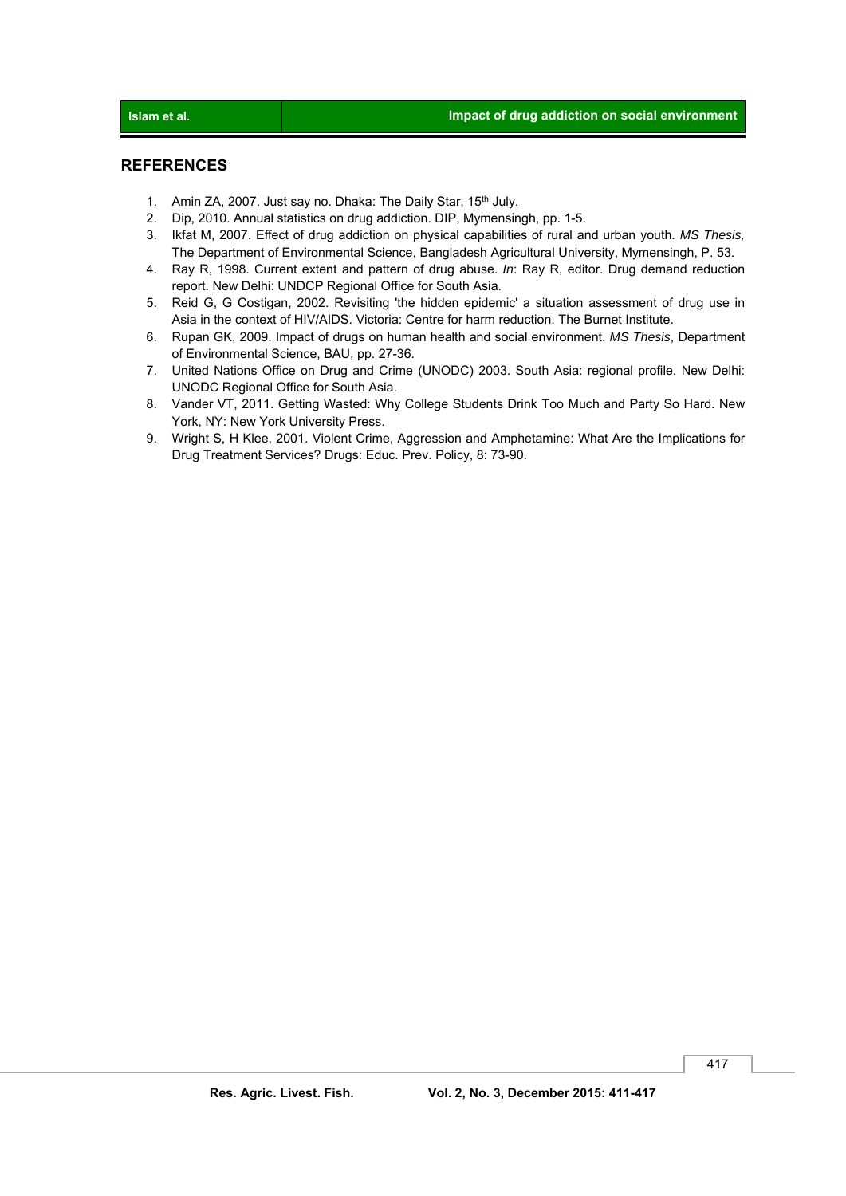## REFERENCES

1. Amin ZA, 2007. Just say no. Dhaka: The Daily Star, 15th July.
2. Dip, 2010. Annual statistics on drug addiction. DIP, Mymensingh, pp. 1-5.
3. Ikfat M, 2007. Effect of drug addiction on physical capabilities of rural and urban youth. *MS Thesis,* The Department of Environmental Science, Bangladesh Agricultural University, Mymensingh, P. 53.
4. Ray R, 1998. Current extent and pattern of drug abuse. *In*: Ray R, editor. Drug demand reduction report. New Delhi: UNDCP Regional Office for South Asia.
5. Reid G, G Costigan, 2002. Revisiting 'the hidden epidemic' a situation assessment of drug use in Asia in the context of HIV/AIDS. Victoria: Centre for harm reduction. The Burnet Institute.
6. Rupan GK, 2009. Impact of drugs on human health and social environment. *MS Thesis*, Department of Environmental Science, BAU, pp. 27-36.
7. United Nations Office on Drug and Crime (UNODC) 2003. South Asia: regional profile. New Delhi: UNODC Regional Office for South Asia.
8. Vander VT, 2011. Getting Wasted: Why College Students Drink Too Much and Party So Hard. New York, NY: New York University Press.
9. Wright S, H Klee, 2001. Violent Crime, Aggression and Amphetamine: What Are the Implications for Drug Treatment Services? Drugs: Educ. Prev. Policy, 8: 73-90.